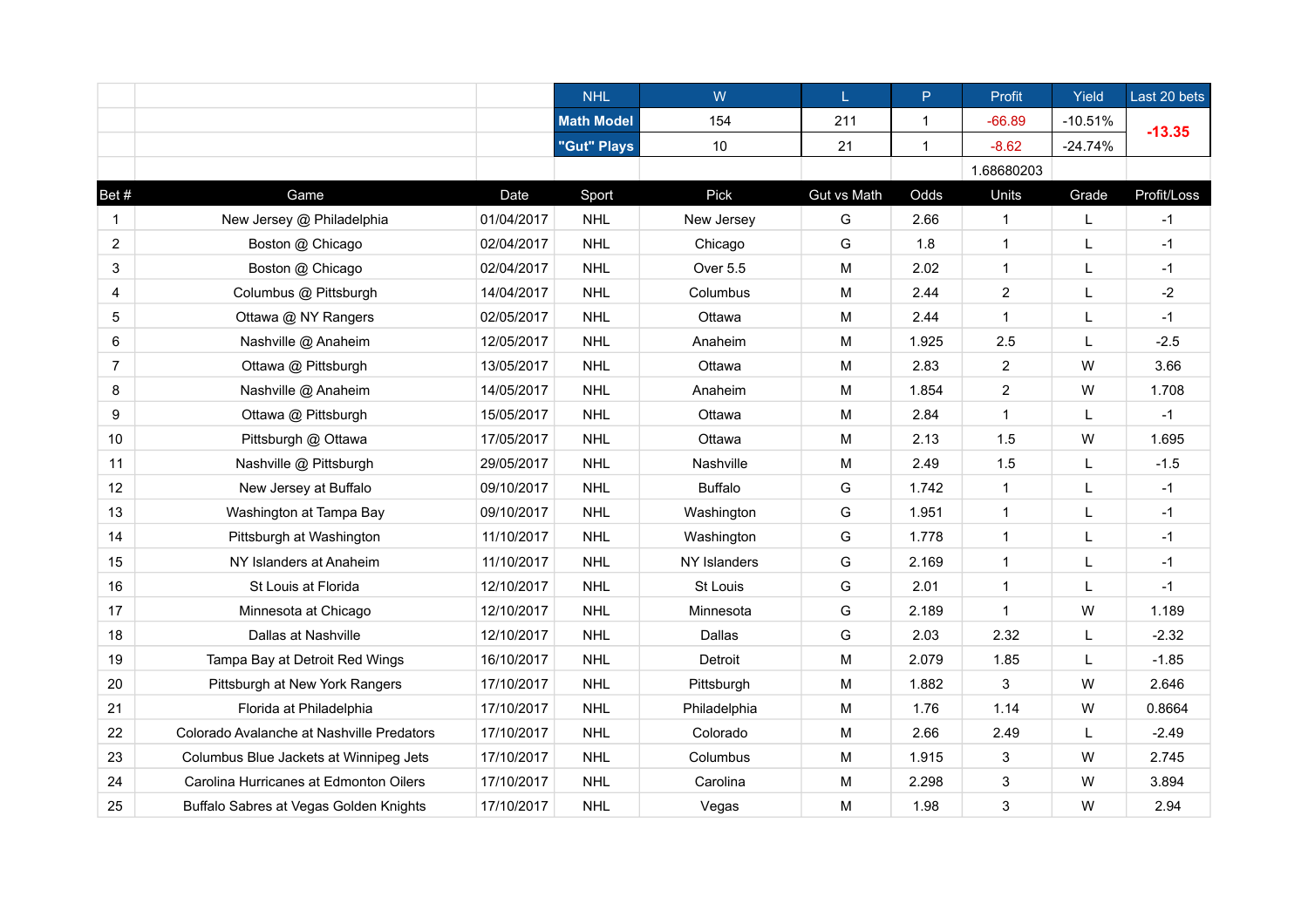| | | | NHL | W | L | P | Profit | Yield | Last 20 bets |
|---|---|---|---|---|---|---|---|---|---|
| | | | **Math Model** | 154 | 211 | 1 | -66.89 | -10.51% | **-13.35** |
| | | | **"Gut" Plays** | 10 | 21 | 1 | -8.62 | -24.74% | |
| | | | | | | | 1.68680203 | | |

| Bet # | Game | Date | Sport | Pick | Gut vs Math | Odds | Units | Grade | Profit/Loss |
|---|---|---|---|---|---|---|---|---|---|
| 1 | New Jersey @ Philadelphia | 01/04/2017 | NHL | New Jersey | G | 2.66 | 1 | L | -1 |
| 2 | Boston @ Chicago | 02/04/2017 | NHL | Chicago | G | 1.8 | 1 | L | -1 |
| 3 | Boston @ Chicago | 02/04/2017 | NHL | Over 5.5 | M | 2.02 | 1 | L | -1 |
| 4 | Columbus @ Pittsburgh | 14/04/2017 | NHL | Columbus | M | 2.44 | 2 | L | -2 |
| 5 | Ottawa @ NY Rangers | 02/05/2017 | NHL | Ottawa | M | 2.44 | 1 | L | -1 |
| 6 | Nashville @ Anaheim | 12/05/2017 | NHL | Anaheim | M | 1.925 | 2.5 | L | -2.5 |
| 7 | Ottawa @ Pittsburgh | 13/05/2017 | NHL | Ottawa | M | 2.83 | 2 | W | 3.66 |
| 8 | Nashville @ Anaheim | 14/05/2017 | NHL | Anaheim | M | 1.854 | 2 | W | 1.708 |
| 9 | Ottawa @ Pittsburgh | 15/05/2017 | NHL | Ottawa | M | 2.84 | 1 | L | -1 |
| 10 | Pittsburgh @ Ottawa | 17/05/2017 | NHL | Ottawa | M | 2.13 | 1.5 | W | 1.695 |
| 11 | Nashville @ Pittsburgh | 29/05/2017 | NHL | Nashville | M | 2.49 | 1.5 | L | -1.5 |
| 12 | New Jersey at Buffalo | 09/10/2017 | NHL | Buffalo | G | 1.742 | 1 | L | -1 |
| 13 | Washington at Tampa Bay | 09/10/2017 | NHL | Washington | G | 1.951 | 1 | L | -1 |
| 14 | Pittsburgh at Washington | 11/10/2017 | NHL | Washington | G | 1.778 | 1 | L | -1 |
| 15 | NY Islanders at Anaheim | 11/10/2017 | NHL | NY Islanders | G | 2.169 | 1 | L | -1 |
| 16 | St Louis at Florida | 12/10/2017 | NHL | St Louis | G | 2.01 | 1 | L | -1 |
| 17 | Minnesota at Chicago | 12/10/2017 | NHL | Minnesota | G | 2.189 | 1 | W | 1.189 |
| 18 | Dallas at Nashville | 12/10/2017 | NHL | Dallas | G | 2.03 | 2.32 | L | -2.32 |
| 19 | Tampa Bay at Detroit Red Wings | 16/10/2017 | NHL | Detroit | M | 2.079 | 1.85 | L | -1.85 |
| 20 | Pittsburgh at New York Rangers | 17/10/2017 | NHL | Pittsburgh | M | 1.882 | 3 | W | 2.646 |
| 21 | Florida at Philadelphia | 17/10/2017 | NHL | Philadelphia | M | 1.76 | 1.14 | W | 0.8664 |
| 22 | Colorado Avalanche at Nashville Predators | 17/10/2017 | NHL | Colorado | M | 2.66 | 2.49 | L | -2.49 |
| 23 | Columbus Blue Jackets at Winnipeg Jets | 17/10/2017 | NHL | Columbus | M | 1.915 | 3 | W | 2.745 |
| 24 | Carolina Hurricanes at Edmonton Oilers | 17/10/2017 | NHL | Carolina | M | 2.298 | 3 | W | 3.894 |
| 25 | Buffalo Sabres at Vegas Golden Knights | 17/10/2017 | NHL | Vegas | M | 1.98 | 3 | W | 2.94 |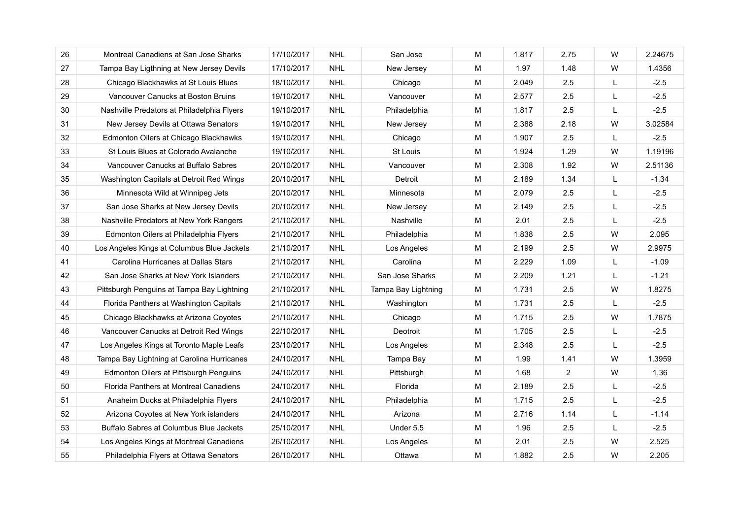| 26 | Montreal Canadiens at San Jose Sharks | 17/10/2017 | NHL | San Jose | M | 1.817 | 2.75 | W | 2.24675 |
|---|---|---|---|---|---|---|---|---|---|
| 27 | Tampa Bay Ligthning at New Jersey Devils | 17/10/2017 | NHL | New Jersey | M | 1.97 | 1.48 | W | 1.4356 |
| 28 | Chicago Blackhawks at St Louis Blues | 18/10/2017 | NHL | Chicago | M | 2.049 | 2.5 | L | -2.5 |
| 29 | Vancouver Canucks at Boston Bruins | 19/10/2017 | NHL | Vancouver | M | 2.577 | 2.5 | L | -2.5 |
| 30 | Nashville Predators at Philadelphia Flyers | 19/10/2017 | NHL | Philadelphia | M | 1.817 | 2.5 | L | -2.5 |
| 31 | New Jersey Devils at Ottawa Senators | 19/10/2017 | NHL | New Jersey | M | 2.388 | 2.18 | W | 3.02584 |
| 32 | Edmonton Oilers at Chicago Blackhawks | 19/10/2017 | NHL | Chicago | M | 1.907 | 2.5 | L | -2.5 |
| 33 | St Louis Blues at Colorado Avalanche | 19/10/2017 | NHL | St Louis | M | 1.924 | 1.29 | W | 1.19196 |
| 34 | Vancouver Canucks at Buffalo Sabres | 20/10/2017 | NHL | Vancouver | M | 2.308 | 1.92 | W | 2.51136 |
| 35 | Washington Capitals at Detroit Red Wings | 20/10/2017 | NHL | Detroit | M | 2.189 | 1.34 | L | -1.34 |
| 36 | Minnesota Wild at Winnipeg Jets | 20/10/2017 | NHL | Minnesota | M | 2.079 | 2.5 | L | -2.5 |
| 37 | San Jose Sharks at New Jersey Devils | 20/10/2017 | NHL | New Jersey | M | 2.149 | 2.5 | L | -2.5 |
| 38 | Nashville Predators at New York Rangers | 21/10/2017 | NHL | Nashville | M | 2.01 | 2.5 | L | -2.5 |
| 39 | Edmonton Oilers at Philadelphia Flyers | 21/10/2017 | NHL | Philadelphia | M | 1.838 | 2.5 | W | 2.095 |
| 40 | Los Angeles Kings at Columbus Blue Jackets | 21/10/2017 | NHL | Los Angeles | M | 2.199 | 2.5 | W | 2.9975 |
| 41 | Carolina Hurricanes at Dallas Stars | 21/10/2017 | NHL | Carolina | M | 2.229 | 1.09 | L | -1.09 |
| 42 | San Jose Sharks at New York Islanders | 21/10/2017 | NHL | San Jose Sharks | M | 2.209 | 1.21 | L | -1.21 |
| 43 | Pittsburgh Penguins at Tampa Bay Lightning | 21/10/2017 | NHL | Tampa Bay Lightning | M | 1.731 | 2.5 | W | 1.8275 |
| 44 | Florida Panthers at Washington Capitals | 21/10/2017 | NHL | Washington | M | 1.731 | 2.5 | L | -2.5 |
| 45 | Chicago Blackhawks at Arizona Coyotes | 21/10/2017 | NHL | Chicago | M | 1.715 | 2.5 | W | 1.7875 |
| 46 | Vancouver Canucks at Detroit Red Wings | 22/10/2017 | NHL | Deotroit | M | 1.705 | 2.5 | L | -2.5 |
| 47 | Los Angeles Kings at Toronto Maple Leafs | 23/10/2017 | NHL | Los Angeles | M | 2.348 | 2.5 | L | -2.5 |
| 48 | Tampa Bay Lightning at Carolina Hurricanes | 24/10/2017 | NHL | Tampa Bay | M | 1.99 | 1.41 | W | 1.3959 |
| 49 | Edmonton Oilers at Pittsburgh Penguins | 24/10/2017 | NHL | Pittsburgh | M | 1.68 | 2 | W | 1.36 |
| 50 | Florida Panthers at Montreal Canadiens | 24/10/2017 | NHL | Florida | M | 2.189 | 2.5 | L | -2.5 |
| 51 | Anaheim Ducks at Philadelphia Flyers | 24/10/2017 | NHL | Philadelphia | M | 1.715 | 2.5 | L | -2.5 |
| 52 | Arizona Coyotes at New York islanders | 24/10/2017 | NHL | Arizona | M | 2.716 | 1.14 | L | -1.14 |
| 53 | Buffalo Sabres at Columbus Blue Jackets | 25/10/2017 | NHL | Under 5.5 | M | 1.96 | 2.5 | L | -2.5 |
| 54 | Los Angeles Kings at Montreal Canadiens | 26/10/2017 | NHL | Los Angeles | M | 2.01 | 2.5 | W | 2.525 |
| 55 | Philadelphia Flyers at Ottawa Senators | 26/10/2017 | NHL | Ottawa | M | 1.882 | 2.5 | W | 2.205 |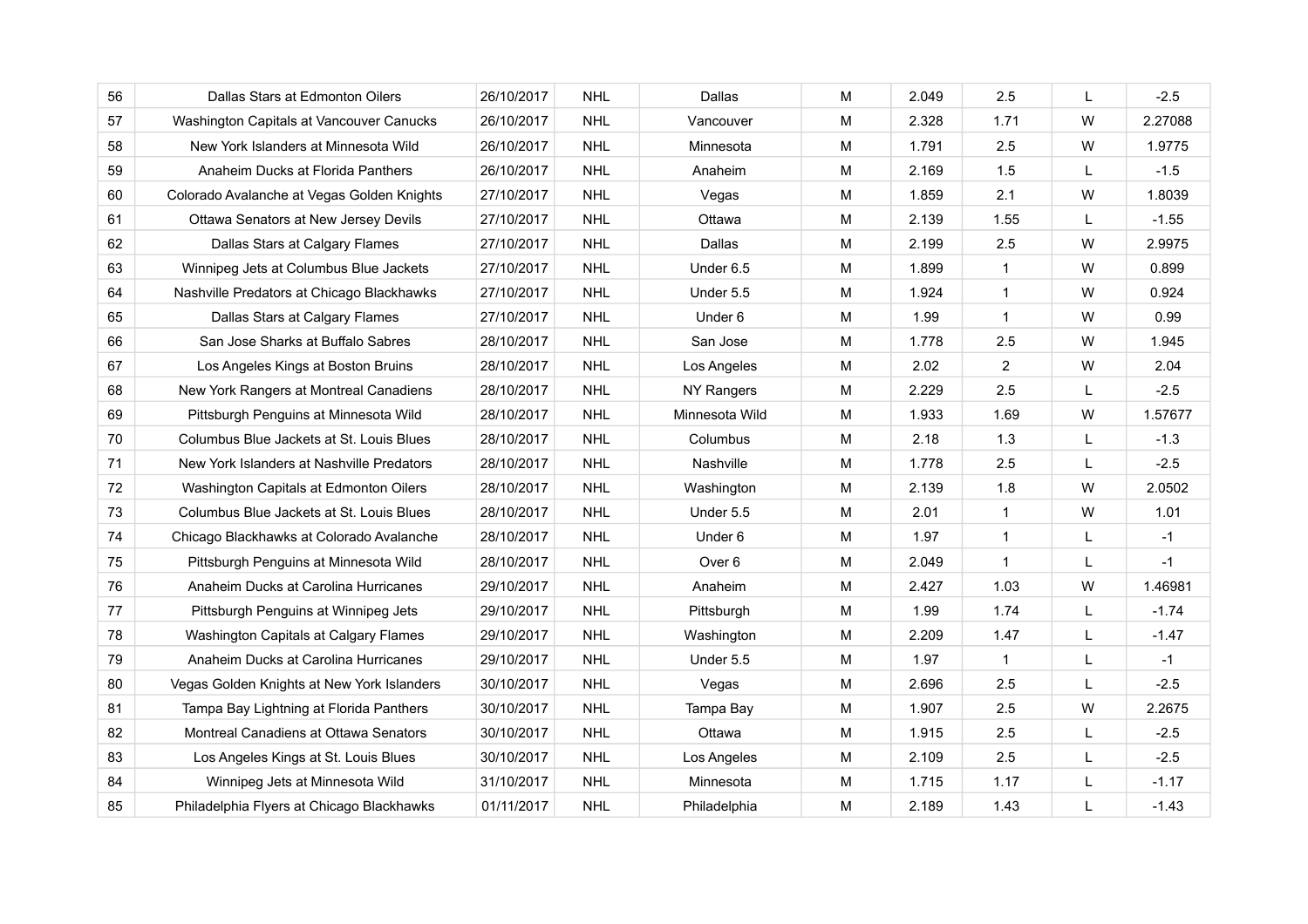| 56 | Dallas Stars at Edmonton Oilers | 26/10/2017 | NHL | Dallas | M | 2.049 | 2.5 | L | -2.5 |
|---|---|---|---|---|---|---|---|---|---|
| 57 | Washington Capitals at Vancouver Canucks | 26/10/2017 | NHL | Vancouver | M | 2.328 | 1.71 | W | 2.27088 |
| 58 | New York Islanders at Minnesota Wild | 26/10/2017 | NHL | Minnesota | M | 1.791 | 2.5 | W | 1.9775 |
| 59 | Anaheim Ducks at Florida Panthers | 26/10/2017 | NHL | Anaheim | M | 2.169 | 1.5 | L | -1.5 |
| 60 | Colorado Avalanche at Vegas Golden Knights | 27/10/2017 | NHL | Vegas | M | 1.859 | 2.1 | W | 1.8039 |
| 61 | Ottawa Senators at New Jersey Devils | 27/10/2017 | NHL | Ottawa | M | 2.139 | 1.55 | L | -1.55 |
| 62 | Dallas Stars at Calgary Flames | 27/10/2017 | NHL | Dallas | M | 2.199 | 2.5 | W | 2.9975 |
| 63 | Winnipeg Jets at Columbus Blue Jackets | 27/10/2017 | NHL | Under 6.5 | M | 1.899 | 1 | W | 0.899 |
| 64 | Nashville Predators at Chicago Blackhawks | 27/10/2017 | NHL | Under 5.5 | M | 1.924 | 1 | W | 0.924 |
| 65 | Dallas Stars at Calgary Flames | 27/10/2017 | NHL | Under 6 | M | 1.99 | 1 | W | 0.99 |
| 66 | San Jose Sharks at Buffalo Sabres | 28/10/2017 | NHL | San Jose | M | 1.778 | 2.5 | W | 1.945 |
| 67 | Los Angeles Kings at Boston Bruins | 28/10/2017 | NHL | Los Angeles | M | 2.02 | 2 | W | 2.04 |
| 68 | New York Rangers at Montreal Canadiens | 28/10/2017 | NHL | NY Rangers | M | 2.229 | 2.5 | L | -2.5 |
| 69 | Pittsburgh Penguins at Minnesota Wild | 28/10/2017 | NHL | Minnesota Wild | M | 1.933 | 1.69 | W | 1.57677 |
| 70 | Columbus Blue Jackets at St. Louis Blues | 28/10/2017 | NHL | Columbus | M | 2.18 | 1.3 | L | -1.3 |
| 71 | New York Islanders at Nashville Predators | 28/10/2017 | NHL | Nashville | M | 1.778 | 2.5 | L | -2.5 |
| 72 | Washington Capitals at Edmonton Oilers | 28/10/2017 | NHL | Washington | M | 2.139 | 1.8 | W | 2.0502 |
| 73 | Columbus Blue Jackets at St. Louis Blues | 28/10/2017 | NHL | Under 5.5 | M | 2.01 | 1 | W | 1.01 |
| 74 | Chicago Blackhawks at Colorado Avalanche | 28/10/2017 | NHL | Under 6 | M | 1.97 | 1 | L | -1 |
| 75 | Pittsburgh Penguins at Minnesota Wild | 28/10/2017 | NHL | Over 6 | M | 2.049 | 1 | L | -1 |
| 76 | Anaheim Ducks at Carolina Hurricanes | 29/10/2017 | NHL | Anaheim | M | 2.427 | 1.03 | W | 1.46981 |
| 77 | Pittsburgh Penguins at Winnipeg Jets | 29/10/2017 | NHL | Pittsburgh | M | 1.99 | 1.74 | L | -1.74 |
| 78 | Washington Capitals at Calgary Flames | 29/10/2017 | NHL | Washington | M | 2.209 | 1.47 | L | -1.47 |
| 79 | Anaheim Ducks at Carolina Hurricanes | 29/10/2017 | NHL | Under 5.5 | M | 1.97 | 1 | L | -1 |
| 80 | Vegas Golden Knights at New York Islanders | 30/10/2017 | NHL | Vegas | M | 2.696 | 2.5 | L | -2.5 |
| 81 | Tampa Bay Lightning at Florida Panthers | 30/10/2017 | NHL | Tampa Bay | M | 1.907 | 2.5 | W | 2.2675 |
| 82 | Montreal Canadiens at Ottawa Senators | 30/10/2017 | NHL | Ottawa | M | 1.915 | 2.5 | L | -2.5 |
| 83 | Los Angeles Kings at St. Louis Blues | 30/10/2017 | NHL | Los Angeles | M | 2.109 | 2.5 | L | -2.5 |
| 84 | Winnipeg Jets at Minnesota Wild | 31/10/2017 | NHL | Minnesota | M | 1.715 | 1.17 | L | -1.17 |
| 85 | Philadelphia Flyers at Chicago Blackhawks | 01/11/2017 | NHL | Philadelphia | M | 2.189 | 1.43 | L | -1.43 |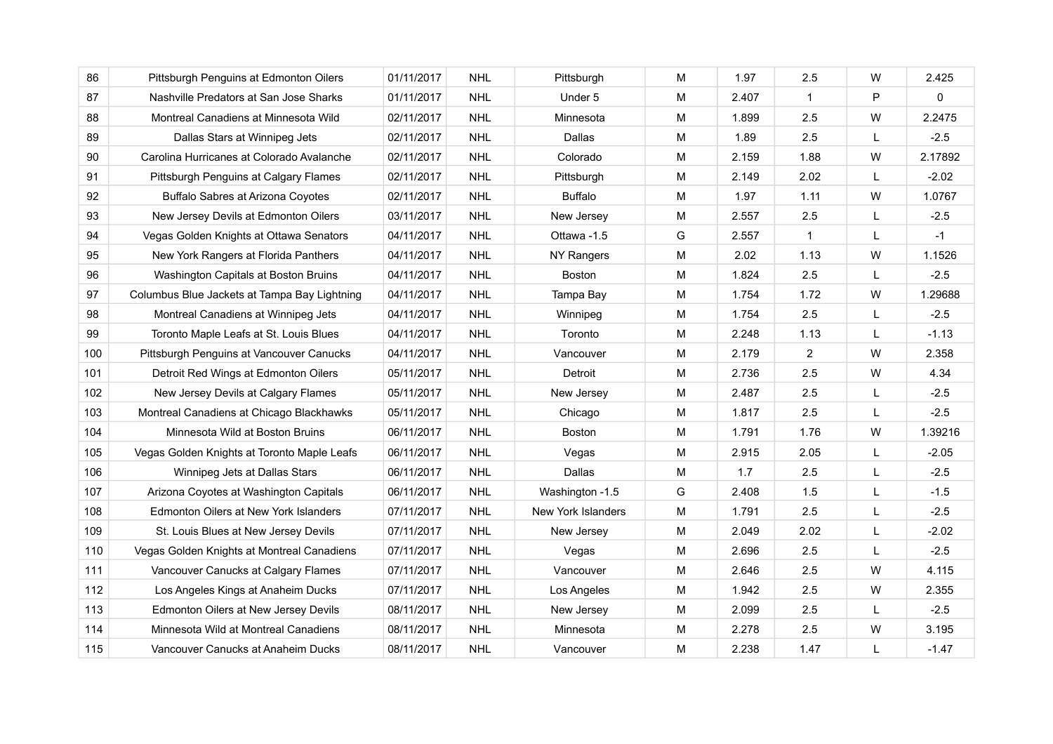| 86 | Pittsburgh Penguins at Edmonton Oilers | 01/11/2017 | NHL | Pittsburgh | M | 1.97 | 2.5 | W | 2.425 |
|---|---|---|---|---|---|---|---|---|---|
| 87 | Nashville Predators at San Jose Sharks | 01/11/2017 | NHL | Under 5 | M | 2.407 | 1 | P | 0 |
| 88 | Montreal Canadiens at Minnesota Wild | 02/11/2017 | NHL | Minnesota | M | 1.899 | 2.5 | W | 2.2475 |
| 89 | Dallas Stars at Winnipeg Jets | 02/11/2017 | NHL | Dallas | M | 1.89 | 2.5 | L | -2.5 |
| 90 | Carolina Hurricanes at Colorado Avalanche | 02/11/2017 | NHL | Colorado | M | 2.159 | 1.88 | W | 2.17892 |
| 91 | Pittsburgh Penguins at Calgary Flames | 02/11/2017 | NHL | Pittsburgh | M | 2.149 | 2.02 | L | -2.02 |
| 92 | Buffalo Sabres at Arizona Coyotes | 02/11/2017 | NHL | Buffalo | M | 1.97 | 1.11 | W | 1.0767 |
| 93 | New Jersey Devils at Edmonton Oilers | 03/11/2017 | NHL | New Jersey | M | 2.557 | 2.5 | L | -2.5 |
| 94 | Vegas Golden Knights at Ottawa Senators | 04/11/2017 | NHL | Ottawa -1.5 | G | 2.557 | 1 | L | -1 |
| 95 | New York Rangers at Florida Panthers | 04/11/2017 | NHL | NY Rangers | M | 2.02 | 1.13 | W | 1.1526 |
| 96 | Washington Capitals at Boston Bruins | 04/11/2017 | NHL | Boston | M | 1.824 | 2.5 | L | -2.5 |
| 97 | Columbus Blue Jackets at Tampa Bay Lightning | 04/11/2017 | NHL | Tampa Bay | M | 1.754 | 1.72 | W | 1.29688 |
| 98 | Montreal Canadiens at Winnipeg Jets | 04/11/2017 | NHL | Winnipeg | M | 1.754 | 2.5 | L | -2.5 |
| 99 | Toronto Maple Leafs at St. Louis Blues | 04/11/2017 | NHL | Toronto | M | 2.248 | 1.13 | L | -1.13 |
| 100 | Pittsburgh Penguins at Vancouver Canucks | 04/11/2017 | NHL | Vancouver | M | 2.179 | 2 | W | 2.358 |
| 101 | Detroit Red Wings at Edmonton Oilers | 05/11/2017 | NHL | Detroit | M | 2.736 | 2.5 | W | 4.34 |
| 102 | New Jersey Devils at Calgary Flames | 05/11/2017 | NHL | New Jersey | M | 2.487 | 2.5 | L | -2.5 |
| 103 | Montreal Canadiens at Chicago Blackhawks | 05/11/2017 | NHL | Chicago | M | 1.817 | 2.5 | L | -2.5 |
| 104 | Minnesota Wild at Boston Bruins | 06/11/2017 | NHL | Boston | M | 1.791 | 1.76 | W | 1.39216 |
| 105 | Vegas Golden Knights at Toronto Maple Leafs | 06/11/2017 | NHL | Vegas | M | 2.915 | 2.05 | L | -2.05 |
| 106 | Winnipeg Jets at Dallas Stars | 06/11/2017 | NHL | Dallas | M | 1.7 | 2.5 | L | -2.5 |
| 107 | Arizona Coyotes at Washington Capitals | 06/11/2017 | NHL | Washington -1.5 | G | 2.408 | 1.5 | L | -1.5 |
| 108 | Edmonton Oilers at New York Islanders | 07/11/2017 | NHL | New York Islanders | M | 1.791 | 2.5 | L | -2.5 |
| 109 | St. Louis Blues at New Jersey Devils | 07/11/2017 | NHL | New Jersey | M | 2.049 | 2.02 | L | -2.02 |
| 110 | Vegas Golden Knights at Montreal Canadiens | 07/11/2017 | NHL | Vegas | M | 2.696 | 2.5 | L | -2.5 |
| 111 | Vancouver Canucks at Calgary Flames | 07/11/2017 | NHL | Vancouver | M | 2.646 | 2.5 | W | 4.115 |
| 112 | Los Angeles Kings at Anaheim Ducks | 07/11/2017 | NHL | Los Angeles | M | 1.942 | 2.5 | W | 2.355 |
| 113 | Edmonton Oilers at New Jersey Devils | 08/11/2017 | NHL | New Jersey | M | 2.099 | 2.5 | L | -2.5 |
| 114 | Minnesota Wild at Montreal Canadiens | 08/11/2017 | NHL | Minnesota | M | 2.278 | 2.5 | W | 3.195 |
| 115 | Vancouver Canucks at Anaheim Ducks | 08/11/2017 | NHL | Vancouver | M | 2.238 | 1.47 | L | -1.47 |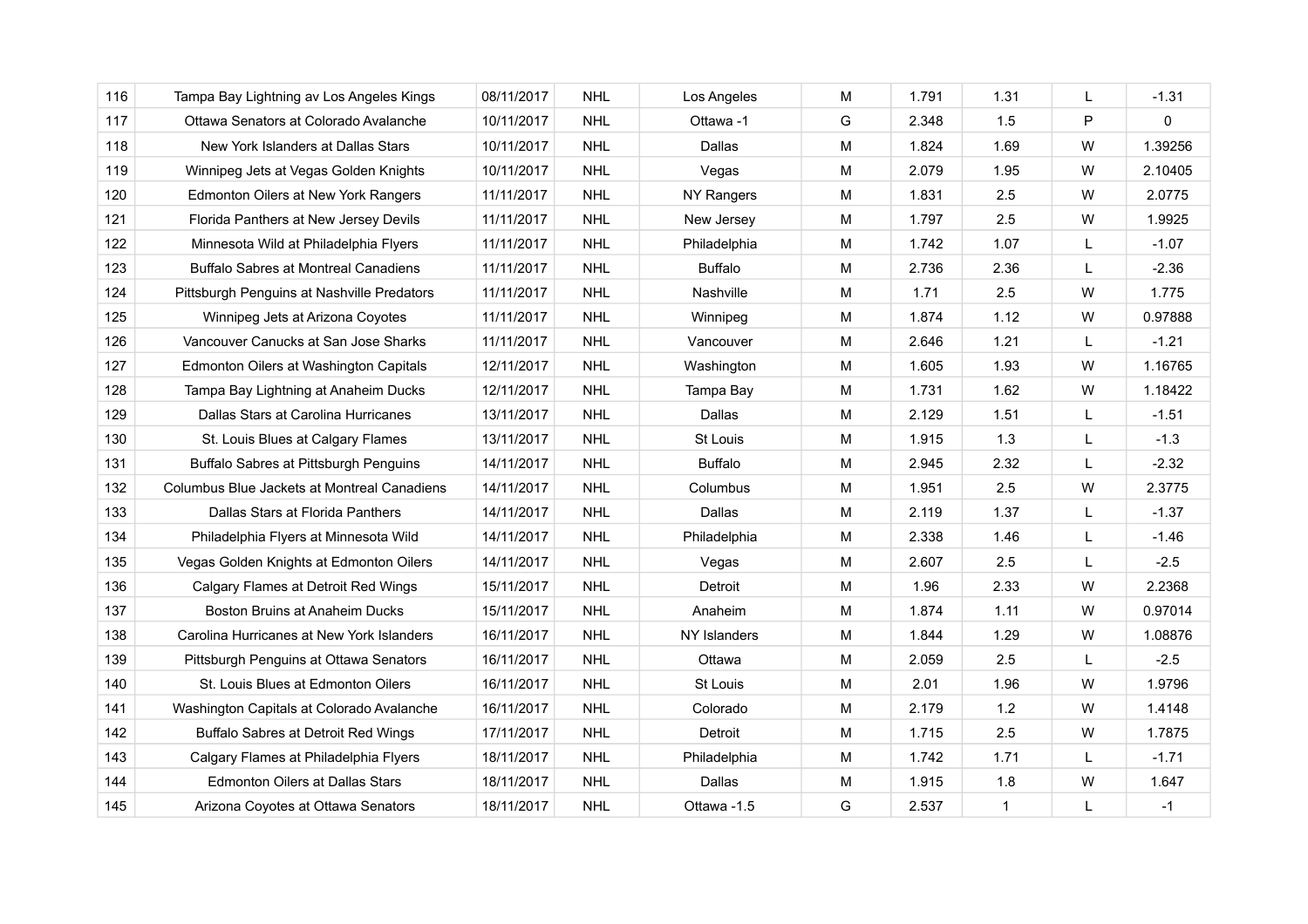| 116 | Tampa Bay Lightning av Los Angeles Kings | 08/11/2017 | NHL | Los Angeles | M | 1.791 | 1.31 | L | -1.31 |
|---|---|---|---|---|---|---|---|---|---|
| 117 | Ottawa Senators at Colorado Avalanche | 10/11/2017 | NHL | Ottawa -1 | G | 2.348 | 1.5 | P | 0 |
| 118 | New York Islanders at Dallas Stars | 10/11/2017 | NHL | Dallas | M | 1.824 | 1.69 | W | 1.39256 |
| 119 | Winnipeg Jets at Vegas Golden Knights | 10/11/2017 | NHL | Vegas | M | 2.079 | 1.95 | W | 2.10405 |
| 120 | Edmonton Oilers at New York Rangers | 11/11/2017 | NHL | NY Rangers | M | 1.831 | 2.5 | W | 2.0775 |
| 121 | Florida Panthers at New Jersey Devils | 11/11/2017 | NHL | New Jersey | M | 1.797 | 2.5 | W | 1.9925 |
| 122 | Minnesota Wild at Philadelphia Flyers | 11/11/2017 | NHL | Philadelphia | M | 1.742 | 1.07 | L | -1.07 |
| 123 | Buffalo Sabres at Montreal Canadiens | 11/11/2017 | NHL | Buffalo | M | 2.736 | 2.36 | L | -2.36 |
| 124 | Pittsburgh Penguins at Nashville Predators | 11/11/2017 | NHL | Nashville | M | 1.71 | 2.5 | W | 1.775 |
| 125 | Winnipeg Jets at Arizona Coyotes | 11/11/2017 | NHL | Winnipeg | M | 1.874 | 1.12 | W | 0.97888 |
| 126 | Vancouver Canucks at San Jose Sharks | 11/11/2017 | NHL | Vancouver | M | 2.646 | 1.21 | L | -1.21 |
| 127 | Edmonton Oilers at Washington Capitals | 12/11/2017 | NHL | Washington | M | 1.605 | 1.93 | W | 1.16765 |
| 128 | Tampa Bay Lightning at Anaheim Ducks | 12/11/2017 | NHL | Tampa Bay | M | 1.731 | 1.62 | W | 1.18422 |
| 129 | Dallas Stars at Carolina Hurricanes | 13/11/2017 | NHL | Dallas | M | 2.129 | 1.51 | L | -1.51 |
| 130 | St. Louis Blues at Calgary Flames | 13/11/2017 | NHL | St Louis | M | 1.915 | 1.3 | L | -1.3 |
| 131 | Buffalo Sabres at Pittsburgh Penguins | 14/11/2017 | NHL | Buffalo | M | 2.945 | 2.32 | L | -2.32 |
| 132 | Columbus Blue Jackets at Montreal Canadiens | 14/11/2017 | NHL | Columbus | M | 1.951 | 2.5 | W | 2.3775 |
| 133 | Dallas Stars at Florida Panthers | 14/11/2017 | NHL | Dallas | M | 2.119 | 1.37 | L | -1.37 |
| 134 | Philadelphia Flyers at Minnesota Wild | 14/11/2017 | NHL | Philadelphia | M | 2.338 | 1.46 | L | -1.46 |
| 135 | Vegas Golden Knights at Edmonton Oilers | 14/11/2017 | NHL | Vegas | M | 2.607 | 2.5 | L | -2.5 |
| 136 | Calgary Flames at Detroit Red Wings | 15/11/2017 | NHL | Detroit | M | 1.96 | 2.33 | W | 2.2368 |
| 137 | Boston Bruins at Anaheim Ducks | 15/11/2017 | NHL | Anaheim | M | 1.874 | 1.11 | W | 0.97014 |
| 138 | Carolina Hurricanes at New York Islanders | 16/11/2017 | NHL | NY Islanders | M | 1.844 | 1.29 | W | 1.08876 |
| 139 | Pittsburgh Penguins at Ottawa Senators | 16/11/2017 | NHL | Ottawa | M | 2.059 | 2.5 | L | -2.5 |
| 140 | St. Louis Blues at Edmonton Oilers | 16/11/2017 | NHL | St Louis | M | 2.01 | 1.96 | W | 1.9796 |
| 141 | Washington Capitals at Colorado Avalanche | 16/11/2017 | NHL | Colorado | M | 2.179 | 1.2 | W | 1.4148 |
| 142 | Buffalo Sabres at Detroit Red Wings | 17/11/2017 | NHL | Detroit | M | 1.715 | 2.5 | W | 1.7875 |
| 143 | Calgary Flames at Philadelphia Flyers | 18/11/2017 | NHL | Philadelphia | M | 1.742 | 1.71 | L | -1.71 |
| 144 | Edmonton Oilers at Dallas Stars | 18/11/2017 | NHL | Dallas | M | 1.915 | 1.8 | W | 1.647 |
| 145 | Arizona Coyotes at Ottawa Senators | 18/11/2017 | NHL | Ottawa -1.5 | G | 2.537 | 1 | L | -1 |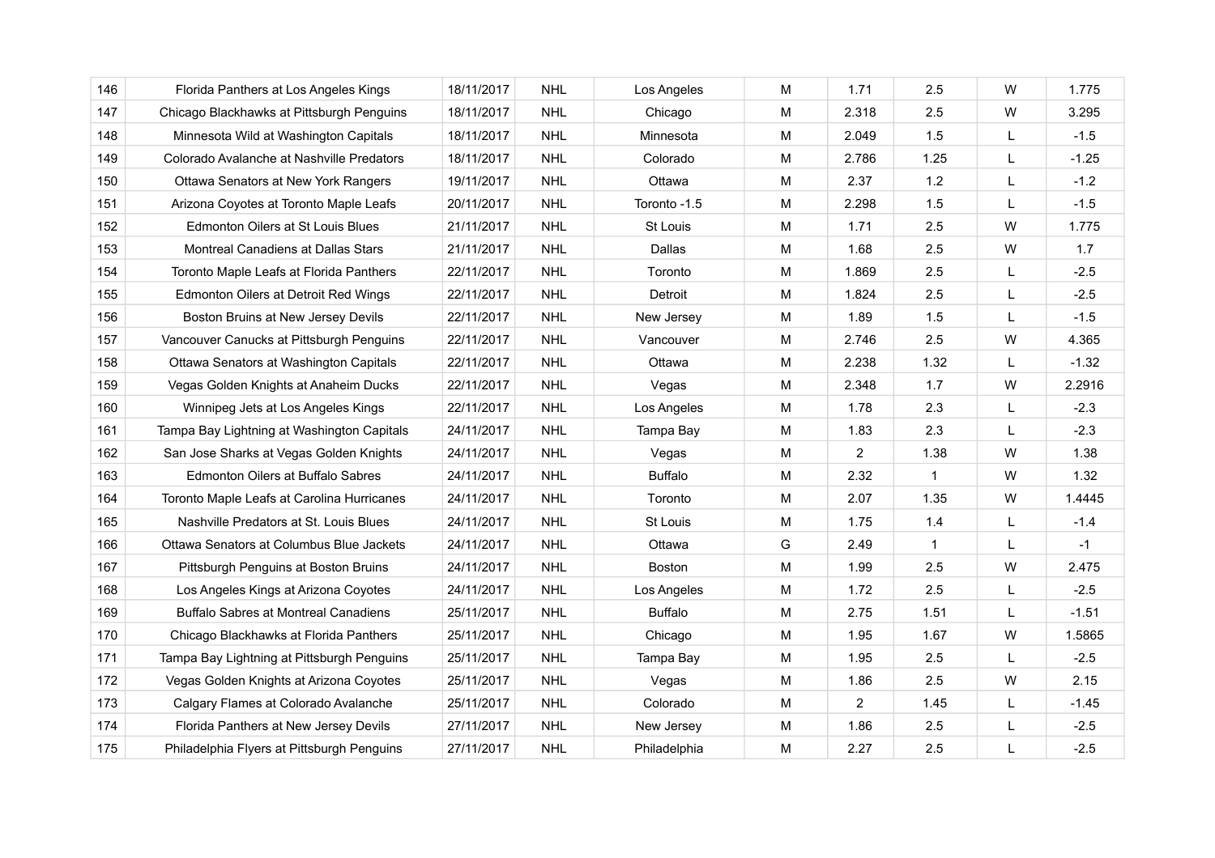| | | | | | | | | | |
|---|---|---|---|---|---|---|---|---|---|
| 146 | Florida Panthers at Los Angeles Kings | 18/11/2017 | NHL | Los Angeles | M | 1.71 | 2.5 | W | 1.775 |
| 147 | Chicago Blackhawks at Pittsburgh Penguins | 18/11/2017 | NHL | Chicago | M | 2.318 | 2.5 | W | 3.295 |
| 148 | Minnesota Wild at Washington Capitals | 18/11/2017 | NHL | Minnesota | M | 2.049 | 1.5 | L | -1.5 |
| 149 | Colorado Avalanche at Nashville Predators | 18/11/2017 | NHL | Colorado | M | 2.786 | 1.25 | L | -1.25 |
| 150 | Ottawa Senators at New York Rangers | 19/11/2017 | NHL | Ottawa | M | 2.37 | 1.2 | L | -1.2 |
| 151 | Arizona Coyotes at Toronto Maple Leafs | 20/11/2017 | NHL | Toronto -1.5 | M | 2.298 | 1.5 | L | -1.5 |
| 152 | Edmonton Oilers at St Louis Blues | 21/11/2017 | NHL | St Louis | M | 1.71 | 2.5 | W | 1.775 |
| 153 | Montreal Canadiens at Dallas Stars | 21/11/2017 | NHL | Dallas | M | 1.68 | 2.5 | W | 1.7 |
| 154 | Toronto Maple Leafs at Florida Panthers | 22/11/2017 | NHL | Toronto | M | 1.869 | 2.5 | L | -2.5 |
| 155 | Edmonton Oilers at Detroit Red Wings | 22/11/2017 | NHL | Detroit | M | 1.824 | 2.5 | L | -2.5 |
| 156 | Boston Bruins at New Jersey Devils | 22/11/2017 | NHL | New Jersey | M | 1.89 | 1.5 | L | -1.5 |
| 157 | Vancouver Canucks at Pittsburgh Penguins | 22/11/2017 | NHL | Vancouver | M | 2.746 | 2.5 | W | 4.365 |
| 158 | Ottawa Senators at Washington Capitals | 22/11/2017 | NHL | Ottawa | M | 2.238 | 1.32 | L | -1.32 |
| 159 | Vegas Golden Knights at Anaheim Ducks | 22/11/2017 | NHL | Vegas | M | 2.348 | 1.7 | W | 2.2916 |
| 160 | Winnipeg Jets at Los Angeles Kings | 22/11/2017 | NHL | Los Angeles | M | 1.78 | 2.3 | L | -2.3 |
| 161 | Tampa Bay Lightning at Washington Capitals | 24/11/2017 | NHL | Tampa Bay | M | 1.83 | 2.3 | L | -2.3 |
| 162 | San Jose Sharks at Vegas Golden Knights | 24/11/2017 | NHL | Vegas | M | 2 | 1.38 | W | 1.38 |
| 163 | Edmonton Oilers at Buffalo Sabres | 24/11/2017 | NHL | Buffalo | M | 2.32 | 1 | W | 1.32 |
| 164 | Toronto Maple Leafs at Carolina Hurricanes | 24/11/2017 | NHL | Toronto | M | 2.07 | 1.35 | W | 1.4445 |
| 165 | Nashville Predators at St. Louis Blues | 24/11/2017 | NHL | St Louis | M | 1.75 | 1.4 | L | -1.4 |
| 166 | Ottawa Senators at Columbus Blue Jackets | 24/11/2017 | NHL | Ottawa | G | 2.49 | 1 | L | -1 |
| 167 | Pittsburgh Penguins at Boston Bruins | 24/11/2017 | NHL | Boston | M | 1.99 | 2.5 | W | 2.475 |
| 168 | Los Angeles Kings at Arizona Coyotes | 24/11/2017 | NHL | Los Angeles | M | 1.72 | 2.5 | L | -2.5 |
| 169 | Buffalo Sabres at Montreal Canadiens | 25/11/2017 | NHL | Buffalo | M | 2.75 | 1.51 | L | -1.51 |
| 170 | Chicago Blackhawks at Florida Panthers | 25/11/2017 | NHL | Chicago | M | 1.95 | 1.67 | W | 1.5865 |
| 171 | Tampa Bay Lightning at Pittsburgh Penguins | 25/11/2017 | NHL | Tampa Bay | M | 1.95 | 2.5 | L | -2.5 |
| 172 | Vegas Golden Knights at Arizona Coyotes | 25/11/2017 | NHL | Vegas | M | 1.86 | 2.5 | W | 2.15 |
| 173 | Calgary Flames at Colorado Avalanche | 25/11/2017 | NHL | Colorado | M | 2 | 1.45 | L | -1.45 |
| 174 | Florida Panthers at New Jersey Devils | 27/11/2017 | NHL | New Jersey | M | 1.86 | 2.5 | L | -2.5 |
| 175 | Philadelphia Flyers at Pittsburgh Penguins | 27/11/2017 | NHL | Philadelphia | M | 2.27 | 2.5 | L | -2.5 |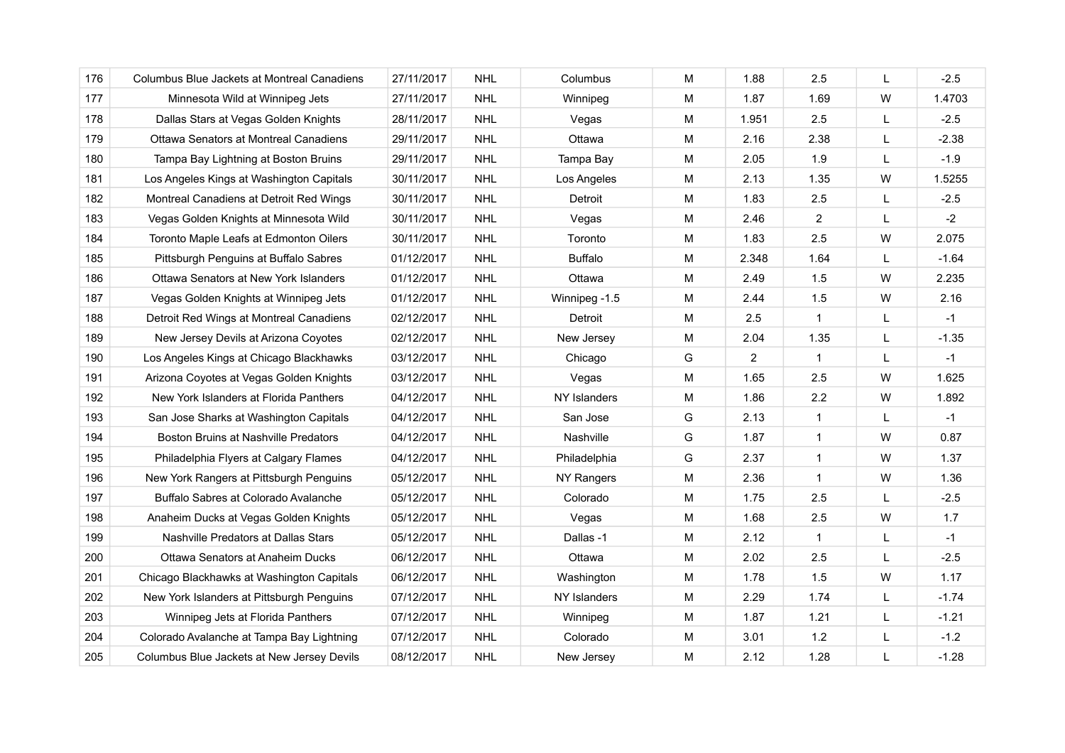| 176 | Columbus Blue Jackets at Montreal Canadiens | 27/11/2017 | NHL | Columbus | M | 1.88 | 2.5 | L | -2.5 |
|---|---|---|---|---|---|---|---|---|---|
| 177 | Minnesota Wild at Winnipeg Jets | 27/11/2017 | NHL | Winnipeg | M | 1.87 | 1.69 | W | 1.4703 |
| 178 | Dallas Stars at Vegas Golden Knights | 28/11/2017 | NHL | Vegas | M | 1.951 | 2.5 | L | -2.5 |
| 179 | Ottawa Senators at Montreal Canadiens | 29/11/2017 | NHL | Ottawa | M | 2.16 | 2.38 | L | -2.38 |
| 180 | Tampa Bay Lightning at Boston Bruins | 29/11/2017 | NHL | Tampa Bay | M | 2.05 | 1.9 | L | -1.9 |
| 181 | Los Angeles Kings at Washington Capitals | 30/11/2017 | NHL | Los Angeles | M | 2.13 | 1.35 | W | 1.5255 |
| 182 | Montreal Canadiens at Detroit Red Wings | 30/11/2017 | NHL | Detroit | M | 1.83 | 2.5 | L | -2.5 |
| 183 | Vegas Golden Knights at Minnesota Wild | 30/11/2017 | NHL | Vegas | M | 2.46 | 2 | L | -2 |
| 184 | Toronto Maple Leafs at Edmonton Oilers | 30/11/2017 | NHL | Toronto | M | 1.83 | 2.5 | W | 2.075 |
| 185 | Pittsburgh Penguins at Buffalo Sabres | 01/12/2017 | NHL | Buffalo | M | 2.348 | 1.64 | L | -1.64 |
| 186 | Ottawa Senators at New York Islanders | 01/12/2017 | NHL | Ottawa | M | 2.49 | 1.5 | W | 2.235 |
| 187 | Vegas Golden Knights at Winnipeg Jets | 01/12/2017 | NHL | Winnipeg -1.5 | M | 2.44 | 1.5 | W | 2.16 |
| 188 | Detroit Red Wings at Montreal Canadiens | 02/12/2017 | NHL | Detroit | M | 2.5 | 1 | L | -1 |
| 189 | New Jersey Devils at Arizona Coyotes | 02/12/2017 | NHL | New Jersey | M | 2.04 | 1.35 | L | -1.35 |
| 190 | Los Angeles Kings at Chicago Blackhawks | 03/12/2017 | NHL | Chicago | G | 2 | 1 | L | -1 |
| 191 | Arizona Coyotes at Vegas Golden Knights | 03/12/2017 | NHL | Vegas | M | 1.65 | 2.5 | W | 1.625 |
| 192 | New York Islanders at Florida Panthers | 04/12/2017 | NHL | NY Islanders | M | 1.86 | 2.2 | W | 1.892 |
| 193 | San Jose Sharks at Washington Capitals | 04/12/2017 | NHL | San Jose | G | 2.13 | 1 | L | -1 |
| 194 | Boston Bruins at Nashville Predators | 04/12/2017 | NHL | Nashville | G | 1.87 | 1 | W | 0.87 |
| 195 | Philadelphia Flyers at Calgary Flames | 04/12/2017 | NHL | Philadelphia | G | 2.37 | 1 | W | 1.37 |
| 196 | New York Rangers at Pittsburgh Penguins | 05/12/2017 | NHL | NY Rangers | M | 2.36 | 1 | W | 1.36 |
| 197 | Buffalo Sabres at Colorado Avalanche | 05/12/2017 | NHL | Colorado | M | 1.75 | 2.5 | L | -2.5 |
| 198 | Anaheim Ducks at Vegas Golden Knights | 05/12/2017 | NHL | Vegas | M | 1.68 | 2.5 | W | 1.7 |
| 199 | Nashville Predators at Dallas Stars | 05/12/2017 | NHL | Dallas -1 | M | 2.12 | 1 | L | -1 |
| 200 | Ottawa Senators at Anaheim Ducks | 06/12/2017 | NHL | Ottawa | M | 2.02 | 2.5 | L | -2.5 |
| 201 | Chicago Blackhawks at Washington Capitals | 06/12/2017 | NHL | Washington | M | 1.78 | 1.5 | W | 1.17 |
| 202 | New York Islanders at Pittsburgh Penguins | 07/12/2017 | NHL | NY Islanders | M | 2.29 | 1.74 | L | -1.74 |
| 203 | Winnipeg Jets at Florida Panthers | 07/12/2017 | NHL | Winnipeg | M | 1.87 | 1.21 | L | -1.21 |
| 204 | Colorado Avalanche at Tampa Bay Lightning | 07/12/2017 | NHL | Colorado | M | 3.01 | 1.2 | L | -1.2 |
| 205 | Columbus Blue Jackets at New Jersey Devils | 08/12/2017 | NHL | New Jersey | M | 2.12 | 1.28 | L | -1.28 |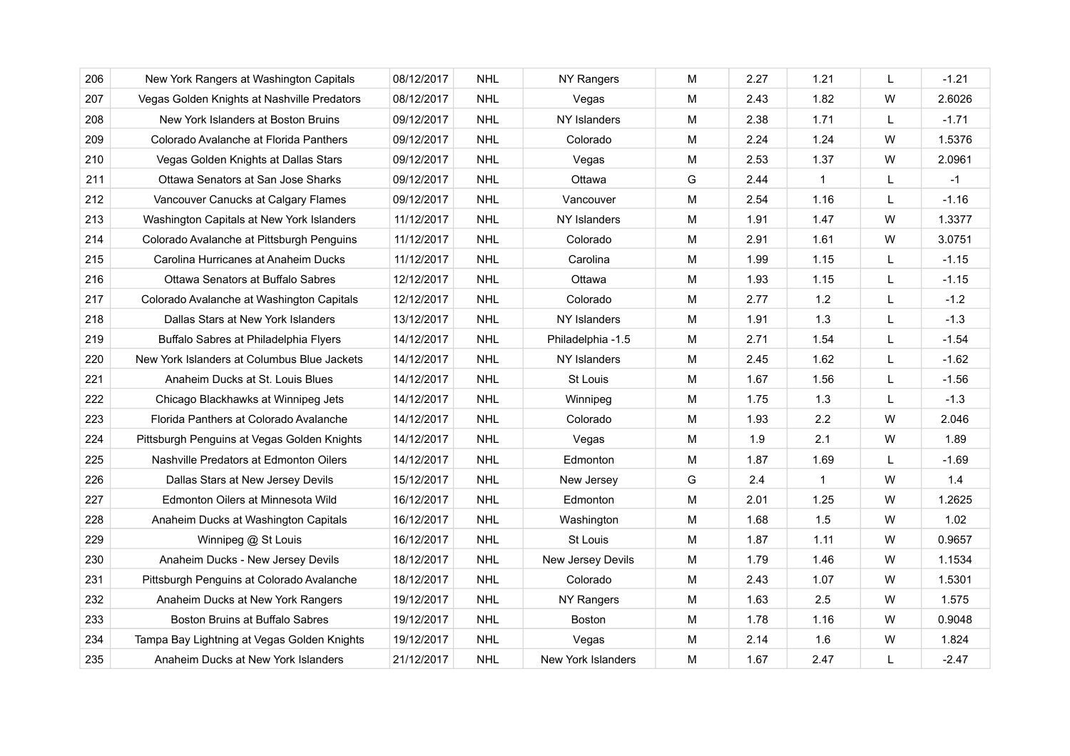| 206 | New York Rangers at Washington Capitals | 08/12/2017 | NHL | NY Rangers | M | 2.27 | 1.21 | L | -1.21 |
|---|---|---|---|---|---|---|---|---|---|
| 207 | Vegas Golden Knights at Nashville Predators | 08/12/2017 | NHL | Vegas | M | 2.43 | 1.82 | W | 2.6026 |
| 208 | New York Islanders at Boston Bruins | 09/12/2017 | NHL | NY Islanders | M | 2.38 | 1.71 | L | -1.71 |
| 209 | Colorado Avalanche at Florida Panthers | 09/12/2017 | NHL | Colorado | M | 2.24 | 1.24 | W | 1.5376 |
| 210 | Vegas Golden Knights at Dallas Stars | 09/12/2017 | NHL | Vegas | M | 2.53 | 1.37 | W | 2.0961 |
| 211 | Ottawa Senators at San Jose Sharks | 09/12/2017 | NHL | Ottawa | G | 2.44 | 1 | L | -1 |
| 212 | Vancouver Canucks at Calgary Flames | 09/12/2017 | NHL | Vancouver | M | 2.54 | 1.16 | L | -1.16 |
| 213 | Washington Capitals at New York Islanders | 11/12/2017 | NHL | NY Islanders | M | 1.91 | 1.47 | W | 1.3377 |
| 214 | Colorado Avalanche at Pittsburgh Penguins | 11/12/2017 | NHL | Colorado | M | 2.91 | 1.61 | W | 3.0751 |
| 215 | Carolina Hurricanes at Anaheim Ducks | 11/12/2017 | NHL | Carolina | M | 1.99 | 1.15 | L | -1.15 |
| 216 | Ottawa Senators at Buffalo Sabres | 12/12/2017 | NHL | Ottawa | M | 1.93 | 1.15 | L | -1.15 |
| 217 | Colorado Avalanche at Washington Capitals | 12/12/2017 | NHL | Colorado | M | 2.77 | 1.2 | L | -1.2 |
| 218 | Dallas Stars at New York Islanders | 13/12/2017 | NHL | NY Islanders | M | 1.91 | 1.3 | L | -1.3 |
| 219 | Buffalo Sabres at Philadelphia Flyers | 14/12/2017 | NHL | Philadelphia -1.5 | M | 2.71 | 1.54 | L | -1.54 |
| 220 | New York Islanders at Columbus Blue Jackets | 14/12/2017 | NHL | NY Islanders | M | 2.45 | 1.62 | L | -1.62 |
| 221 | Anaheim Ducks at St. Louis Blues | 14/12/2017 | NHL | St Louis | M | 1.67 | 1.56 | L | -1.56 |
| 222 | Chicago Blackhawks at Winnipeg Jets | 14/12/2017 | NHL | Winnipeg | M | 1.75 | 1.3 | L | -1.3 |
| 223 | Florida Panthers at Colorado Avalanche | 14/12/2017 | NHL | Colorado | M | 1.93 | 2.2 | W | 2.046 |
| 224 | Pittsburgh Penguins at Vegas Golden Knights | 14/12/2017 | NHL | Vegas | M | 1.9 | 2.1 | W | 1.89 |
| 225 | Nashville Predators at Edmonton Oilers | 14/12/2017 | NHL | Edmonton | M | 1.87 | 1.69 | L | -1.69 |
| 226 | Dallas Stars at New Jersey Devils | 15/12/2017 | NHL | New Jersey | G | 2.4 | 1 | W | 1.4 |
| 227 | Edmonton Oilers at Minnesota Wild | 16/12/2017 | NHL | Edmonton | M | 2.01 | 1.25 | W | 1.2625 |
| 228 | Anaheim Ducks at Washington Capitals | 16/12/2017 | NHL | Washington | M | 1.68 | 1.5 | W | 1.02 |
| 229 | Winnipeg @ St Louis | 16/12/2017 | NHL | St Louis | M | 1.87 | 1.11 | W | 0.9657 |
| 230 | Anaheim Ducks - New Jersey Devils | 18/12/2017 | NHL | New Jersey Devils | M | 1.79 | 1.46 | W | 1.1534 |
| 231 | Pittsburgh Penguins at Colorado Avalanche | 18/12/2017 | NHL | Colorado | M | 2.43 | 1.07 | W | 1.5301 |
| 232 | Anaheim Ducks at New York Rangers | 19/12/2017 | NHL | NY Rangers | M | 1.63 | 2.5 | W | 1.575 |
| 233 | Boston Bruins at Buffalo Sabres | 19/12/2017 | NHL | Boston | M | 1.78 | 1.16 | W | 0.9048 |
| 234 | Tampa Bay Lightning at Vegas Golden Knights | 19/12/2017 | NHL | Vegas | M | 2.14 | 1.6 | W | 1.824 |
| 235 | Anaheim Ducks at New York Islanders | 21/12/2017 | NHL | New York Islanders | M | 1.67 | 2.47 | L | -2.47 |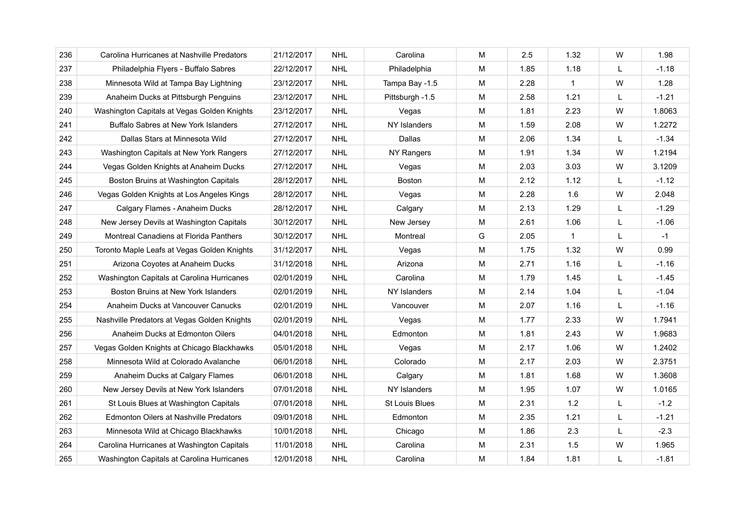| 236 | Carolina Hurricanes at Nashville Predators | 21/12/2017 | NHL | Carolina | M | 2.5 | 1.32 | W | 1.98 |
|---|---|---|---|---|---|---|---|---|---|
| 237 | Philadelphia Flyers - Buffalo Sabres | 22/12/2017 | NHL | Philadelphia | M | 1.85 | 1.18 | L | -1.18 |
| 238 | Minnesota Wild at Tampa Bay Lightning | 23/12/2017 | NHL | Tampa Bay -1.5 | M | 2.28 | 1 | W | 1.28 |
| 239 | Anaheim Ducks at Pittsburgh Penguins | 23/12/2017 | NHL | Pittsburgh -1.5 | M | 2.58 | 1.21 | L | -1.21 |
| 240 | Washington Capitals at Vegas Golden Knights | 23/12/2017 | NHL | Vegas | M | 1.81 | 2.23 | W | 1.8063 |
| 241 | Buffalo Sabres at New York Islanders | 27/12/2017 | NHL | NY Islanders | M | 1.59 | 2.08 | W | 1.2272 |
| 242 | Dallas Stars at Minnesota Wild | 27/12/2017 | NHL | Dallas | M | 2.06 | 1.34 | L | -1.34 |
| 243 | Washington Capitals at New York Rangers | 27/12/2017 | NHL | NY Rangers | M | 1.91 | 1.34 | W | 1.2194 |
| 244 | Vegas Golden Knights at Anaheim Ducks | 27/12/2017 | NHL | Vegas | M | 2.03 | 3.03 | W | 3.1209 |
| 245 | Boston Bruins at Washington Capitals | 28/12/2017 | NHL | Boston | M | 2.12 | 1.12 | L | -1.12 |
| 246 | Vegas Golden Knights at Los Angeles Kings | 28/12/2017 | NHL | Vegas | M | 2.28 | 1.6 | W | 2.048 |
| 247 | Calgary Flames - Anaheim Ducks | 28/12/2017 | NHL | Calgary | M | 2.13 | 1.29 | L | -1.29 |
| 248 | New Jersey Devils at Washington Capitals | 30/12/2017 | NHL | New Jersey | M | 2.61 | 1.06 | L | -1.06 |
| 249 | Montreal Canadiens at Florida Panthers | 30/12/2017 | NHL | Montreal | G | 2.05 | 1 | L | -1 |
| 250 | Toronto Maple Leafs at Vegas Golden Knights | 31/12/2017 | NHL | Vegas | M | 1.75 | 1.32 | W | 0.99 |
| 251 | Arizona Coyotes at Anaheim Ducks | 31/12/2018 | NHL | Arizona | M | 2.71 | 1.16 | L | -1.16 |
| 252 | Washington Capitals at Carolina Hurricanes | 02/01/2019 | NHL | Carolina | M | 1.79 | 1.45 | L | -1.45 |
| 253 | Boston Bruins at New York Islanders | 02/01/2019 | NHL | NY Islanders | M | 2.14 | 1.04 | L | -1.04 |
| 254 | Anaheim Ducks at Vancouver Canucks | 02/01/2019 | NHL | Vancouver | M | 2.07 | 1.16 | L | -1.16 |
| 255 | Nashville Predators at Vegas Golden Knights | 02/01/2019 | NHL | Vegas | M | 1.77 | 2.33 | W | 1.7941 |
| 256 | Anaheim Ducks at Edmonton Oilers | 04/01/2018 | NHL | Edmonton | M | 1.81 | 2.43 | W | 1.9683 |
| 257 | Vegas Golden Knights at Chicago Blackhawks | 05/01/2018 | NHL | Vegas | M | 2.17 | 1.06 | W | 1.2402 |
| 258 | Minnesota Wild at Colorado Avalanche | 06/01/2018 | NHL | Colorado | M | 2.17 | 2.03 | W | 2.3751 |
| 259 | Anaheim Ducks at Calgary Flames | 06/01/2018 | NHL | Calgary | M | 1.81 | 1.68 | W | 1.3608 |
| 260 | New Jersey Devils at New York Islanders | 07/01/2018 | NHL | NY Islanders | M | 1.95 | 1.07 | W | 1.0165 |
| 261 | St Louis Blues at Washington Capitals | 07/01/2018 | NHL | St Louis Blues | M | 2.31 | 1.2 | L | -1.2 |
| 262 | Edmonton Oilers at Nashville Predators | 09/01/2018 | NHL | Edmonton | M | 2.35 | 1.21 | L | -1.21 |
| 263 | Minnesota Wild at Chicago Blackhawks | 10/01/2018 | NHL | Chicago | M | 1.86 | 2.3 | L | -2.3 |
| 264 | Carolina Hurricanes at Washington Capitals | 11/01/2018 | NHL | Carolina | M | 2.31 | 1.5 | W | 1.965 |
| 265 | Washington Capitals at Carolina Hurricanes | 12/01/2018 | NHL | Carolina | M | 1.84 | 1.81 | L | -1.81 |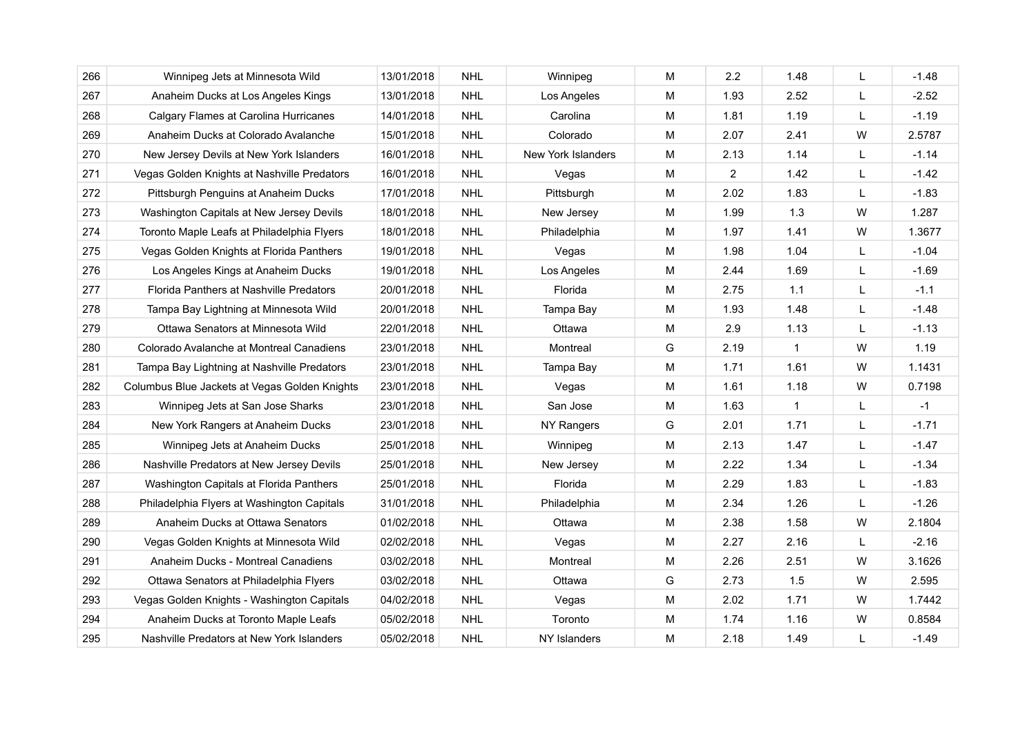| 266 | Winnipeg Jets at Minnesota Wild | 13/01/2018 | NHL | Winnipeg | M | 2.2 | 1.48 | L | -1.48 |
|---|---|---|---|---|---|---|---|---|---|
| 267 | Anaheim Ducks at Los Angeles Kings | 13/01/2018 | NHL | Los Angeles | M | 1.93 | 2.52 | L | -2.52 |
| 268 | Calgary Flames at Carolina Hurricanes | 14/01/2018 | NHL | Carolina | M | 1.81 | 1.19 | L | -1.19 |
| 269 | Anaheim Ducks at Colorado Avalanche | 15/01/2018 | NHL | Colorado | M | 2.07 | 2.41 | W | 2.5787 |
| 270 | New Jersey Devils at New York Islanders | 16/01/2018 | NHL | New York Islanders | M | 2.13 | 1.14 | L | -1.14 |
| 271 | Vegas Golden Knights at Nashville Predators | 16/01/2018 | NHL | Vegas | M | 2 | 1.42 | L | -1.42 |
| 272 | Pittsburgh Penguins at Anaheim Ducks | 17/01/2018 | NHL | Pittsburgh | M | 2.02 | 1.83 | L | -1.83 |
| 273 | Washington Capitals at New Jersey Devils | 18/01/2018 | NHL | New Jersey | M | 1.99 | 1.3 | W | 1.287 |
| 274 | Toronto Maple Leafs at Philadelphia Flyers | 18/01/2018 | NHL | Philadelphia | M | 1.97 | 1.41 | W | 1.3677 |
| 275 | Vegas Golden Knights at Florida Panthers | 19/01/2018 | NHL | Vegas | M | 1.98 | 1.04 | L | -1.04 |
| 276 | Los Angeles Kings at Anaheim Ducks | 19/01/2018 | NHL | Los Angeles | M | 2.44 | 1.69 | L | -1.69 |
| 277 | Florida Panthers at Nashville Predators | 20/01/2018 | NHL | Florida | M | 2.75 | 1.1 | L | -1.1 |
| 278 | Tampa Bay Lightning at Minnesota Wild | 20/01/2018 | NHL | Tampa Bay | M | 1.93 | 1.48 | L | -1.48 |
| 279 | Ottawa Senators at Minnesota Wild | 22/01/2018 | NHL | Ottawa | M | 2.9 | 1.13 | L | -1.13 |
| 280 | Colorado Avalanche at Montreal Canadiens | 23/01/2018 | NHL | Montreal | G | 2.19 | 1 | W | 1.19 |
| 281 | Tampa Bay Lightning at Nashville Predators | 23/01/2018 | NHL | Tampa Bay | M | 1.71 | 1.61 | W | 1.1431 |
| 282 | Columbus Blue Jackets at Vegas Golden Knights | 23/01/2018 | NHL | Vegas | M | 1.61 | 1.18 | W | 0.7198 |
| 283 | Winnipeg Jets at San Jose Sharks | 23/01/2018 | NHL | San Jose | M | 1.63 | 1 | L | -1 |
| 284 | New York Rangers at Anaheim Ducks | 23/01/2018 | NHL | NY Rangers | G | 2.01 | 1.71 | L | -1.71 |
| 285 | Winnipeg Jets at Anaheim Ducks | 25/01/2018 | NHL | Winnipeg | M | 2.13 | 1.47 | L | -1.47 |
| 286 | Nashville Predators at New Jersey Devils | 25/01/2018 | NHL | New Jersey | M | 2.22 | 1.34 | L | -1.34 |
| 287 | Washington Capitals at Florida Panthers | 25/01/2018 | NHL | Florida | M | 2.29 | 1.83 | L | -1.83 |
| 288 | Philadelphia Flyers at Washington Capitals | 31/01/2018 | NHL | Philadelphia | M | 2.34 | 1.26 | L | -1.26 |
| 289 | Anaheim Ducks at Ottawa Senators | 01/02/2018 | NHL | Ottawa | M | 2.38 | 1.58 | W | 2.1804 |
| 290 | Vegas Golden Knights at Minnesota Wild | 02/02/2018 | NHL | Vegas | M | 2.27 | 2.16 | L | -2.16 |
| 291 | Anaheim Ducks - Montreal Canadiens | 03/02/2018 | NHL | Montreal | M | 2.26 | 2.51 | W | 3.1626 |
| 292 | Ottawa Senators at Philadelphia Flyers | 03/02/2018 | NHL | Ottawa | G | 2.73 | 1.5 | W | 2.595 |
| 293 | Vegas Golden Knights - Washington Capitals | 04/02/2018 | NHL | Vegas | M | 2.02 | 1.71 | W | 1.7442 |
| 294 | Anaheim Ducks at Toronto Maple Leafs | 05/02/2018 | NHL | Toronto | M | 1.74 | 1.16 | W | 0.8584 |
| 295 | Nashville Predators at New York Islanders | 05/02/2018 | NHL | NY Islanders | M | 2.18 | 1.49 | L | -1.49 |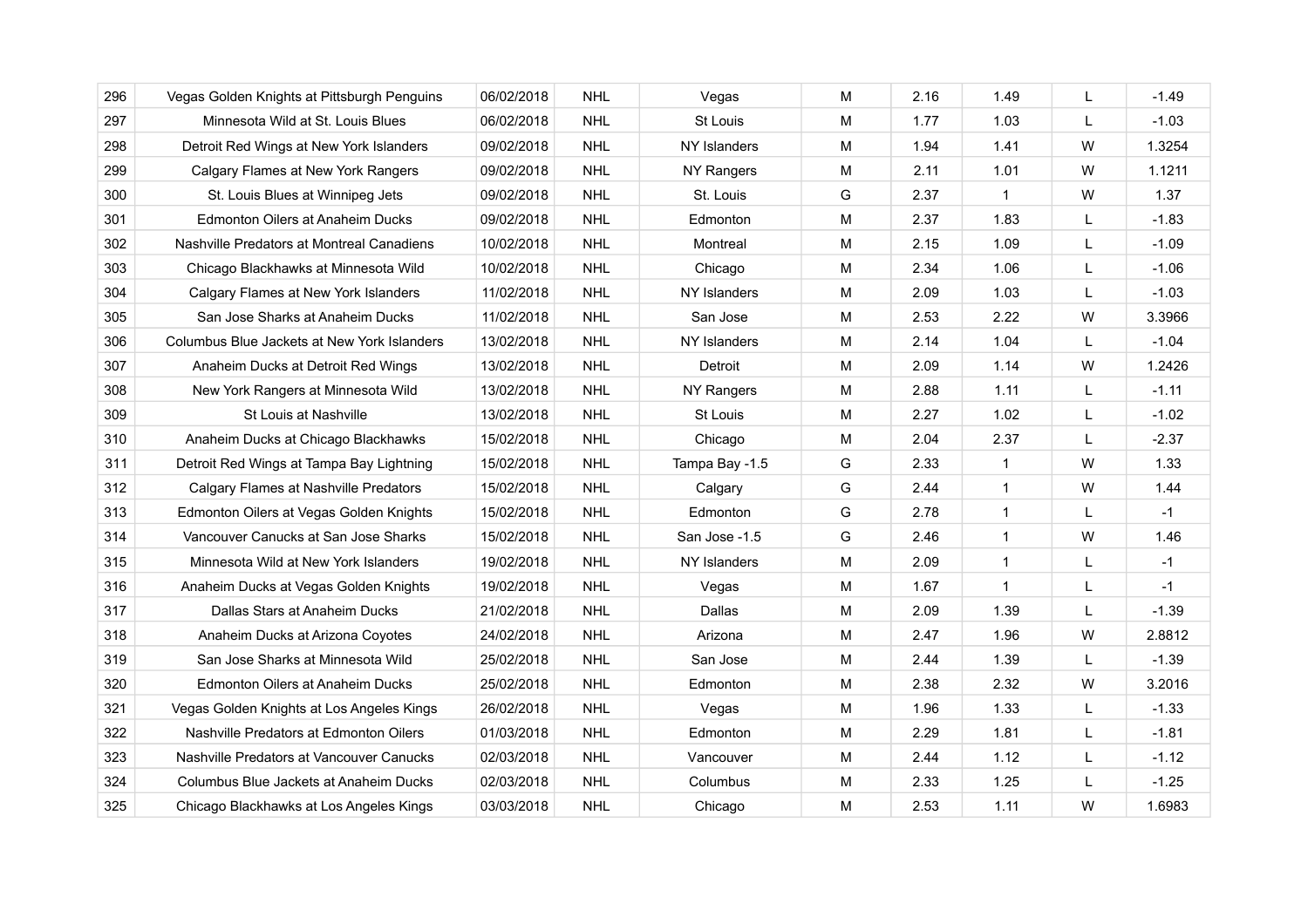| 296 | Vegas Golden Knights at Pittsburgh Penguins | 06/02/2018 | NHL | Vegas | M | 2.16 | 1.49 | L | -1.49 |
|---|---|---|---|---|---|---|---|---|---|
| 297 | Minnesota Wild at St. Louis Blues | 06/02/2018 | NHL | St Louis | M | 1.77 | 1.03 | L | -1.03 |
| 298 | Detroit Red Wings at New York Islanders | 09/02/2018 | NHL | NY Islanders | M | 1.94 | 1.41 | W | 1.3254 |
| 299 | Calgary Flames at New York Rangers | 09/02/2018 | NHL | NY Rangers | M | 2.11 | 1.01 | W | 1.1211 |
| 300 | St. Louis Blues at Winnipeg Jets | 09/02/2018 | NHL | St. Louis | G | 2.37 | 1 | W | 1.37 |
| 301 | Edmonton Oilers at Anaheim Ducks | 09/02/2018 | NHL | Edmonton | M | 2.37 | 1.83 | L | -1.83 |
| 302 | Nashville Predators at Montreal Canadiens | 10/02/2018 | NHL | Montreal | M | 2.15 | 1.09 | L | -1.09 |
| 303 | Chicago Blackhawks at Minnesota Wild | 10/02/2018 | NHL | Chicago | M | 2.34 | 1.06 | L | -1.06 |
| 304 | Calgary Flames at New York Islanders | 11/02/2018 | NHL | NY Islanders | M | 2.09 | 1.03 | L | -1.03 |
| 305 | San Jose Sharks at Anaheim Ducks | 11/02/2018 | NHL | San Jose | M | 2.53 | 2.22 | W | 3.3966 |
| 306 | Columbus Blue Jackets at New York Islanders | 13/02/2018 | NHL | NY Islanders | M | 2.14 | 1.04 | L | -1.04 |
| 307 | Anaheim Ducks at Detroit Red Wings | 13/02/2018 | NHL | Detroit | M | 2.09 | 1.14 | W | 1.2426 |
| 308 | New York Rangers at Minnesota Wild | 13/02/2018 | NHL | NY Rangers | M | 2.88 | 1.11 | L | -1.11 |
| 309 | St Louis at Nashville | 13/02/2018 | NHL | St Louis | M | 2.27 | 1.02 | L | -1.02 |
| 310 | Anaheim Ducks at Chicago Blackhawks | 15/02/2018 | NHL | Chicago | M | 2.04 | 2.37 | L | -2.37 |
| 311 | Detroit Red Wings at Tampa Bay Lightning | 15/02/2018 | NHL | Tampa Bay -1.5 | G | 2.33 | 1 | W | 1.33 |
| 312 | Calgary Flames at Nashville Predators | 15/02/2018 | NHL | Calgary | G | 2.44 | 1 | W | 1.44 |
| 313 | Edmonton Oilers at Vegas Golden Knights | 15/02/2018 | NHL | Edmonton | G | 2.78 | 1 | L | -1 |
| 314 | Vancouver Canucks at San Jose Sharks | 15/02/2018 | NHL | San Jose -1.5 | G | 2.46 | 1 | W | 1.46 |
| 315 | Minnesota Wild at New York Islanders | 19/02/2018 | NHL | NY Islanders | M | 2.09 | 1 | L | -1 |
| 316 | Anaheim Ducks at Vegas Golden Knights | 19/02/2018 | NHL | Vegas | M | 1.67 | 1 | L | -1 |
| 317 | Dallas Stars at Anaheim Ducks | 21/02/2018 | NHL | Dallas | M | 2.09 | 1.39 | L | -1.39 |
| 318 | Anaheim Ducks at Arizona Coyotes | 24/02/2018 | NHL | Arizona | M | 2.47 | 1.96 | W | 2.8812 |
| 319 | San Jose Sharks at Minnesota Wild | 25/02/2018 | NHL | San Jose | M | 2.44 | 1.39 | L | -1.39 |
| 320 | Edmonton Oilers at Anaheim Ducks | 25/02/2018 | NHL | Edmonton | M | 2.38 | 2.32 | W | 3.2016 |
| 321 | Vegas Golden Knights at Los Angeles Kings | 26/02/2018 | NHL | Vegas | M | 1.96 | 1.33 | L | -1.33 |
| 322 | Nashville Predators at Edmonton Oilers | 01/03/2018 | NHL | Edmonton | M | 2.29 | 1.81 | L | -1.81 |
| 323 | Nashville Predators at Vancouver Canucks | 02/03/2018 | NHL | Vancouver | M | 2.44 | 1.12 | L | -1.12 |
| 324 | Columbus Blue Jackets at Anaheim Ducks | 02/03/2018 | NHL | Columbus | M | 2.33 | 1.25 | L | -1.25 |
| 325 | Chicago Blackhawks at Los Angeles Kings | 03/03/2018 | NHL | Chicago | M | 2.53 | 1.11 | W | 1.6983 |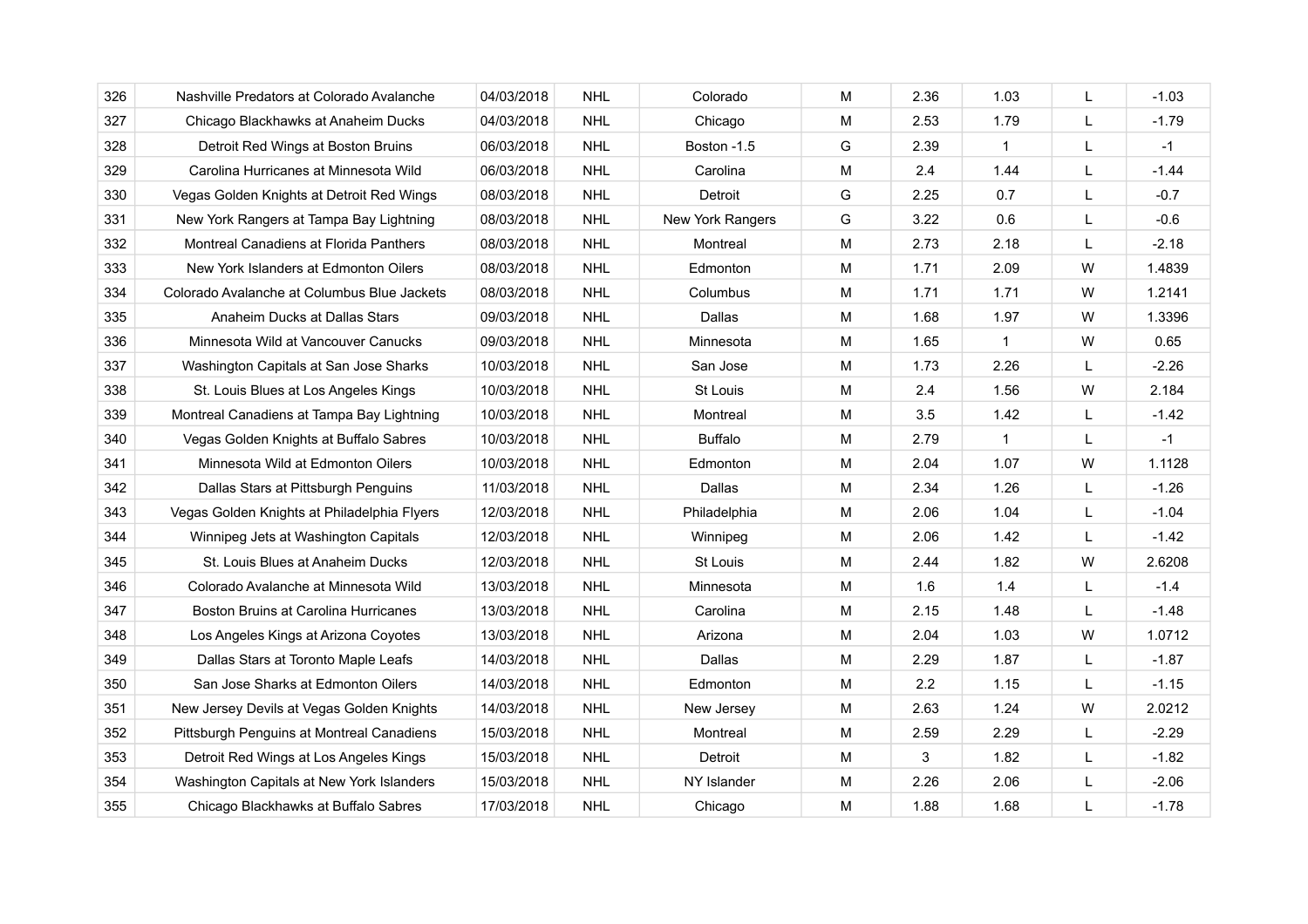| 326 | Nashville Predators at Colorado Avalanche | 04/03/2018 | NHL | Colorado | M | 2.36 | 1.03 | L | -1.03 |
|---|---|---|---|---|---|---|---|---|---|
| 327 | Chicago Blackhawks at Anaheim Ducks | 04/03/2018 | NHL | Chicago | M | 2.53 | 1.79 | L | -1.79 |
| 328 | Detroit Red Wings at Boston Bruins | 06/03/2018 | NHL | Boston -1.5 | G | 2.39 | 1 | L | -1 |
| 329 | Carolina Hurricanes at Minnesota Wild | 06/03/2018 | NHL | Carolina | M | 2.4 | 1.44 | L | -1.44 |
| 330 | Vegas Golden Knights at Detroit Red Wings | 08/03/2018 | NHL | Detroit | G | 2.25 | 0.7 | L | -0.7 |
| 331 | New York Rangers at Tampa Bay Lightning | 08/03/2018 | NHL | New York Rangers | G | 3.22 | 0.6 | L | -0.6 |
| 332 | Montreal Canadiens at Florida Panthers | 08/03/2018 | NHL | Montreal | M | 2.73 | 2.18 | L | -2.18 |
| 333 | New York Islanders at Edmonton Oilers | 08/03/2018 | NHL | Edmonton | M | 1.71 | 2.09 | W | 1.4839 |
| 334 | Colorado Avalanche at Columbus Blue Jackets | 08/03/2018 | NHL | Columbus | M | 1.71 | 1.71 | W | 1.2141 |
| 335 | Anaheim Ducks at Dallas Stars | 09/03/2018 | NHL | Dallas | M | 1.68 | 1.97 | W | 1.3396 |
| 336 | Minnesota Wild at Vancouver Canucks | 09/03/2018 | NHL | Minnesota | M | 1.65 | 1 | W | 0.65 |
| 337 | Washington Capitals at San Jose Sharks | 10/03/2018 | NHL | San Jose | M | 1.73 | 2.26 | L | -2.26 |
| 338 | St. Louis Blues at Los Angeles Kings | 10/03/2018 | NHL | St Louis | M | 2.4 | 1.56 | W | 2.184 |
| 339 | Montreal Canadiens at Tampa Bay Lightning | 10/03/2018 | NHL | Montreal | M | 3.5 | 1.42 | L | -1.42 |
| 340 | Vegas Golden Knights at Buffalo Sabres | 10/03/2018 | NHL | Buffalo | M | 2.79 | 1 | L | -1 |
| 341 | Minnesota Wild at Edmonton Oilers | 10/03/2018 | NHL | Edmonton | M | 2.04 | 1.07 | W | 1.1128 |
| 342 | Dallas Stars at Pittsburgh Penguins | 11/03/2018 | NHL | Dallas | M | 2.34 | 1.26 | L | -1.26 |
| 343 | Vegas Golden Knights at Philadelphia Flyers | 12/03/2018 | NHL | Philadelphia | M | 2.06 | 1.04 | L | -1.04 |
| 344 | Winnipeg Jets at Washington Capitals | 12/03/2018 | NHL | Winnipeg | M | 2.06 | 1.42 | L | -1.42 |
| 345 | St. Louis Blues at Anaheim Ducks | 12/03/2018 | NHL | St Louis | M | 2.44 | 1.82 | W | 2.6208 |
| 346 | Colorado Avalanche at Minnesota Wild | 13/03/2018 | NHL | Minnesota | M | 1.6 | 1.4 | L | -1.4 |
| 347 | Boston Bruins at Carolina Hurricanes | 13/03/2018 | NHL | Carolina | M | 2.15 | 1.48 | L | -1.48 |
| 348 | Los Angeles Kings at Arizona Coyotes | 13/03/2018 | NHL | Arizona | M | 2.04 | 1.03 | W | 1.0712 |
| 349 | Dallas Stars at Toronto Maple Leafs | 14/03/2018 | NHL | Dallas | M | 2.29 | 1.87 | L | -1.87 |
| 350 | San Jose Sharks at Edmonton Oilers | 14/03/2018 | NHL | Edmonton | M | 2.2 | 1.15 | L | -1.15 |
| 351 | New Jersey Devils at Vegas Golden Knights | 14/03/2018 | NHL | New Jersey | M | 2.63 | 1.24 | W | 2.0212 |
| 352 | Pittsburgh Penguins at Montreal Canadiens | 15/03/2018 | NHL | Montreal | M | 2.59 | 2.29 | L | -2.29 |
| 353 | Detroit Red Wings at Los Angeles Kings | 15/03/2018 | NHL | Detroit | M | 3 | 1.82 | L | -1.82 |
| 354 | Washington Capitals at New York Islanders | 15/03/2018 | NHL | NY Islander | M | 2.26 | 2.06 | L | -2.06 |
| 355 | Chicago Blackhawks at Buffalo Sabres | 17/03/2018 | NHL | Chicago | M | 1.88 | 1.68 | L | -1.78 |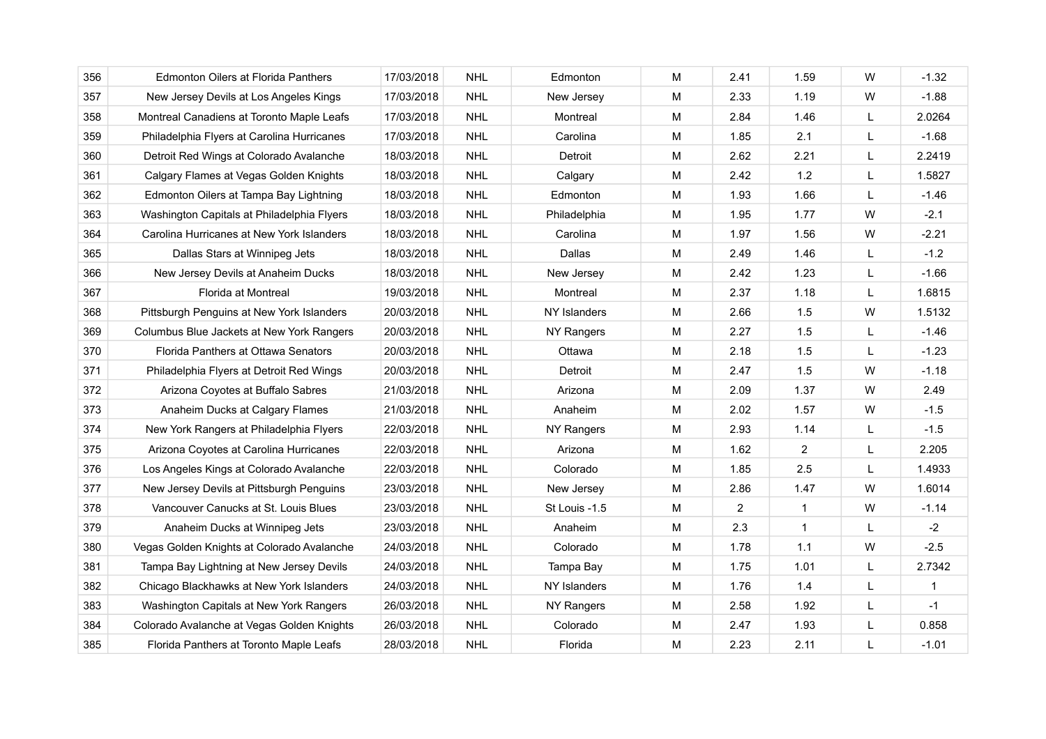| | | | | | | | | | |
|---|---|---|---|---|---|---|---|---|---|
| 356 | Edmonton Oilers at Florida Panthers | 17/03/2018 | NHL | Edmonton | M | 2.41 | 1.59 | W | -1.32 |
| 357 | New Jersey Devils at Los Angeles Kings | 17/03/2018 | NHL | New Jersey | M | 2.33 | 1.19 | W | -1.88 |
| 358 | Montreal Canadiens at Toronto Maple Leafs | 17/03/2018 | NHL | Montreal | M | 2.84 | 1.46 | L | 2.0264 |
| 359 | Philadelphia Flyers at Carolina Hurricanes | 17/03/2018 | NHL | Carolina | M | 1.85 | 2.1 | L | -1.68 |
| 360 | Detroit Red Wings at Colorado Avalanche | 18/03/2018 | NHL | Detroit | M | 2.62 | 2.21 | L | 2.2419 |
| 361 | Calgary Flames at Vegas Golden Knights | 18/03/2018 | NHL | Calgary | M | 2.42 | 1.2 | L | 1.5827 |
| 362 | Edmonton Oilers at Tampa Bay Lightning | 18/03/2018 | NHL | Edmonton | M | 1.93 | 1.66 | L | -1.46 |
| 363 | Washington Capitals at Philadelphia Flyers | 18/03/2018 | NHL | Philadelphia | M | 1.95 | 1.77 | W | -2.1 |
| 364 | Carolina Hurricanes at New York Islanders | 18/03/2018 | NHL | Carolina | M | 1.97 | 1.56 | W | -2.21 |
| 365 | Dallas Stars at Winnipeg Jets | 18/03/2018 | NHL | Dallas | M | 2.49 | 1.46 | L | -1.2 |
| 366 | New Jersey Devils at Anaheim Ducks | 18/03/2018 | NHL | New Jersey | M | 2.42 | 1.23 | L | -1.66 |
| 367 | Florida at Montreal | 19/03/2018 | NHL | Montreal | M | 2.37 | 1.18 | L | 1.6815 |
| 368 | Pittsburgh Penguins at New York Islanders | 20/03/2018 | NHL | NY Islanders | M | 2.66 | 1.5 | W | 1.5132 |
| 369 | Columbus Blue Jackets at New York Rangers | 20/03/2018 | NHL | NY Rangers | M | 2.27 | 1.5 | L | -1.46 |
| 370 | Florida Panthers at Ottawa Senators | 20/03/2018 | NHL | Ottawa | M | 2.18 | 1.5 | L | -1.23 |
| 371 | Philadelphia Flyers at Detroit Red Wings | 20/03/2018 | NHL | Detroit | M | 2.47 | 1.5 | W | -1.18 |
| 372 | Arizona Coyotes at Buffalo Sabres | 21/03/2018 | NHL | Arizona | M | 2.09 | 1.37 | W | 2.49 |
| 373 | Anaheim Ducks at Calgary Flames | 21/03/2018 | NHL | Anaheim | M | 2.02 | 1.57 | W | -1.5 |
| 374 | New York Rangers at Philadelphia Flyers | 22/03/2018 | NHL | NY Rangers | M | 2.93 | 1.14 | L | -1.5 |
| 375 | Arizona Coyotes at Carolina Hurricanes | 22/03/2018 | NHL | Arizona | M | 1.62 | 2 | L | 2.205 |
| 376 | Los Angeles Kings at Colorado Avalanche | 22/03/2018 | NHL | Colorado | M | 1.85 | 2.5 | L | 1.4933 |
| 377 | New Jersey Devils at Pittsburgh Penguins | 23/03/2018 | NHL | New Jersey | M | 2.86 | 1.47 | W | 1.6014 |
| 378 | Vancouver Canucks at St. Louis Blues | 23/03/2018 | NHL | St Louis -1.5 | M | 2 | 1 | W | -1.14 |
| 379 | Anaheim Ducks at Winnipeg Jets | 23/03/2018 | NHL | Anaheim | M | 2.3 | 1 | L | -2 |
| 380 | Vegas Golden Knights at Colorado Avalanche | 24/03/2018 | NHL | Colorado | M | 1.78 | 1.1 | W | -2.5 |
| 381 | Tampa Bay Lightning at New Jersey Devils | 24/03/2018 | NHL | Tampa Bay | M | 1.75 | 1.01 | L | 2.7342 |
| 382 | Chicago Blackhawks at New York Islanders | 24/03/2018 | NHL | NY Islanders | M | 1.76 | 1.4 | L | 1 |
| 383 | Washington Capitals at New York Rangers | 26/03/2018 | NHL | NY Rangers | M | 2.58 | 1.92 | L | -1 |
| 384 | Colorado Avalanche at Vegas Golden Knights | 26/03/2018 | NHL | Colorado | M | 2.47 | 1.93 | L | 0.858 |
| 385 | Florida Panthers at Toronto Maple Leafs | 28/03/2018 | NHL | Florida | M | 2.23 | 2.11 | L | -1.01 |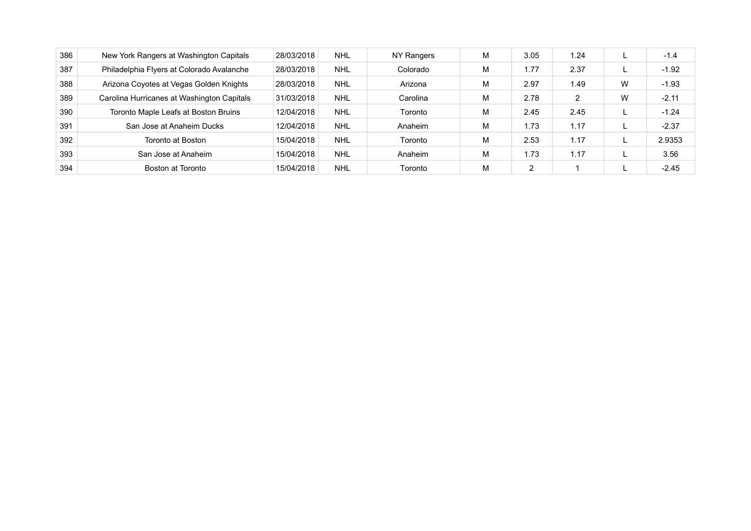| | | | | | | | | | |
|---|---|---|---|---|---|---|---|---|---|
| 386 | New York Rangers at Washington Capitals | 28/03/2018 | NHL | NY Rangers | M | 3.05 | 1.24 | L | -1.4 |
| 387 | Philadelphia Flyers at Colorado Avalanche | 28/03/2018 | NHL | Colorado | M | 1.77 | 2.37 | L | -1.92 |
| 388 | Arizona Coyotes at Vegas Golden Knights | 28/03/2018 | NHL | Arizona | M | 2.97 | 1.49 | W | -1.93 |
| 389 | Carolina Hurricanes at Washington Capitals | 31/03/2018 | NHL | Carolina | M | 2.78 | 2 | W | -2.11 |
| 390 | Toronto Maple Leafs at Boston Bruins | 12/04/2018 | NHL | Toronto | M | 2.45 | 2.45 | L | -1.24 |
| 391 | San Jose at Anaheim Ducks | 12/04/2018 | NHL | Anaheim | M | 1.73 | 1.17 | L | -2.37 |
| 392 | Toronto at Boston | 15/04/2018 | NHL | Toronto | M | 2.53 | 1.17 | L | 2.9353 |
| 393 | San Jose at Anaheim | 15/04/2018 | NHL | Anaheim | M | 1.73 | 1.17 | L | 3.56 |
| 394 | Boston at Toronto | 15/04/2018 | NHL | Toronto | M | 2 | 1 | L | -2.45 |